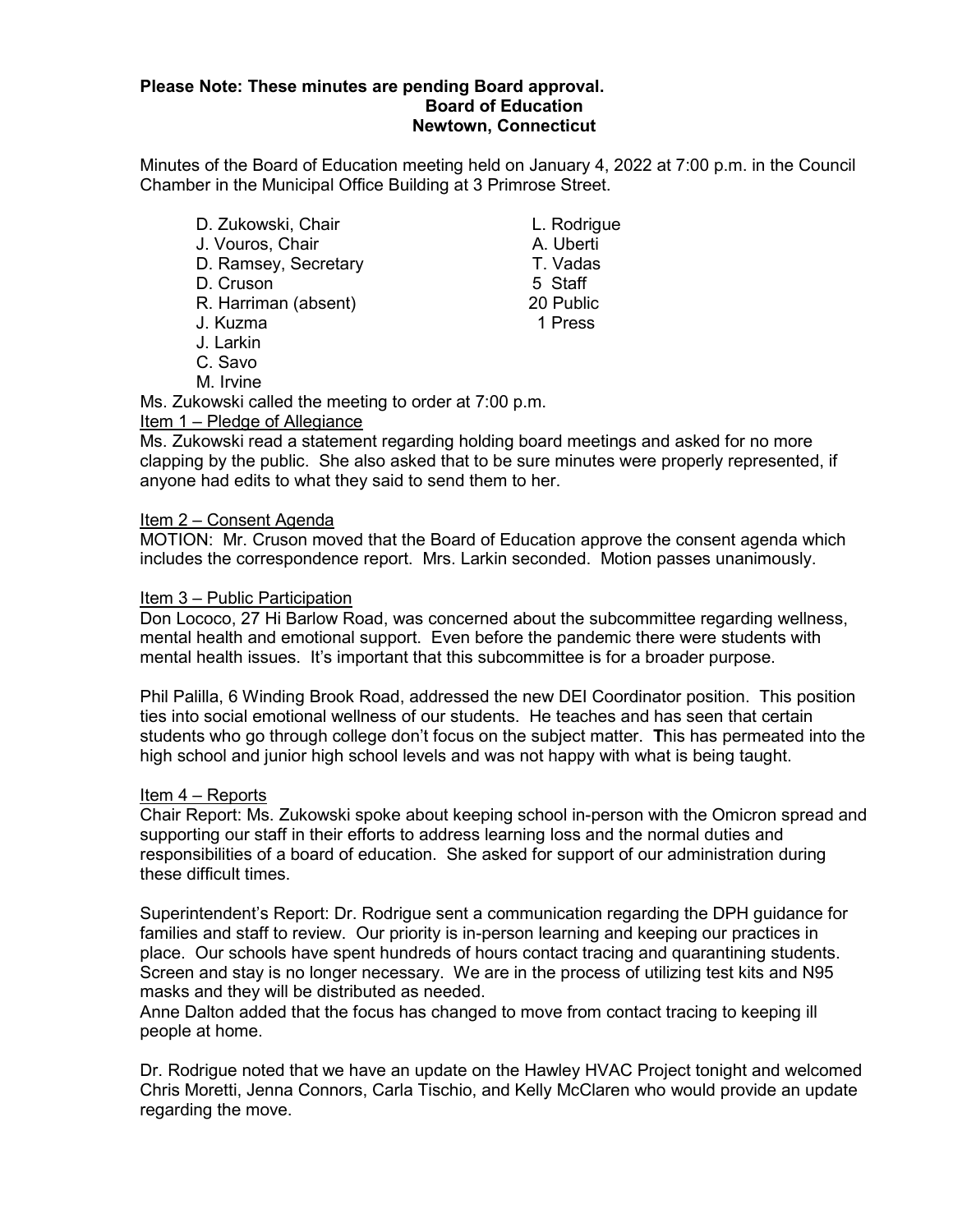**Please Note: These minutes are pending Board approval.**

**Board of Education**
**Newtown, Connecticut**

Minutes of the Board of Education meeting held on January 4, 2022 at 7:00 p.m. in the Council Chamber in the Municipal Office Building at 3 Primrose Street.

D. Zukowski, Chair
J. Vouros, Chair
D. Ramsey, Secretary
D. Cruson
R. Harriman (absent)
J. Kuzma
J. Larkin
C. Savo
M. Irvine

L. Rodrigue
A. Uberti
T. Vadas
5 Staff
20 Public
1 Press

Ms. Zukowski called the meeting to order at 7:00 p.m.

Item 1 – Pledge of Allegiance

Ms. Zukowski read a statement regarding holding board meetings and asked for no more clapping by the public. She also asked that to be sure minutes were properly represented, if anyone had edits to what they said to send them to her.

Item 2 – Consent Agenda

MOTION: Mr. Cruson moved that the Board of Education approve the consent agenda which includes the correspondence report. Mrs. Larkin seconded. Motion passes unanimously.

Item 3 – Public Participation

Don Lococo, 27 Hi Barlow Road, was concerned about the subcommittee regarding wellness, mental health and emotional support. Even before the pandemic there were students with mental health issues. It's important that this subcommittee is for a broader purpose.

Phil Palilla, 6 Winding Brook Road, addressed the new DEI Coordinator position. This position ties into social emotional wellness of our students. He teaches and has seen that certain students who go through college don't focus on the subject matter. **T**his has permeated into the high school and junior high school levels and was not happy with what is being taught.

Item 4 – Reports

Chair Report: Ms. Zukowski spoke about keeping school in-person with the Omicron spread and supporting our staff in their efforts to address learning loss and the normal duties and responsibilities of a board of education. She asked for support of our administration during these difficult times.

Superintendent's Report: Dr. Rodrigue sent a communication regarding the DPH guidance for families and staff to review. Our priority is in-person learning and keeping our practices in place. Our schools have spent hundreds of hours contact tracing and quarantining students. Screen and stay is no longer necessary. We are in the process of utilizing test kits and N95 masks and they will be distributed as needed.

Anne Dalton added that the focus has changed to move from contact tracing to keeping ill people at home.

Dr. Rodrigue noted that we have an update on the Hawley HVAC Project tonight and welcomed Chris Moretti, Jenna Connors, Carla Tischio, and Kelly McClaren who would provide an update regarding the move.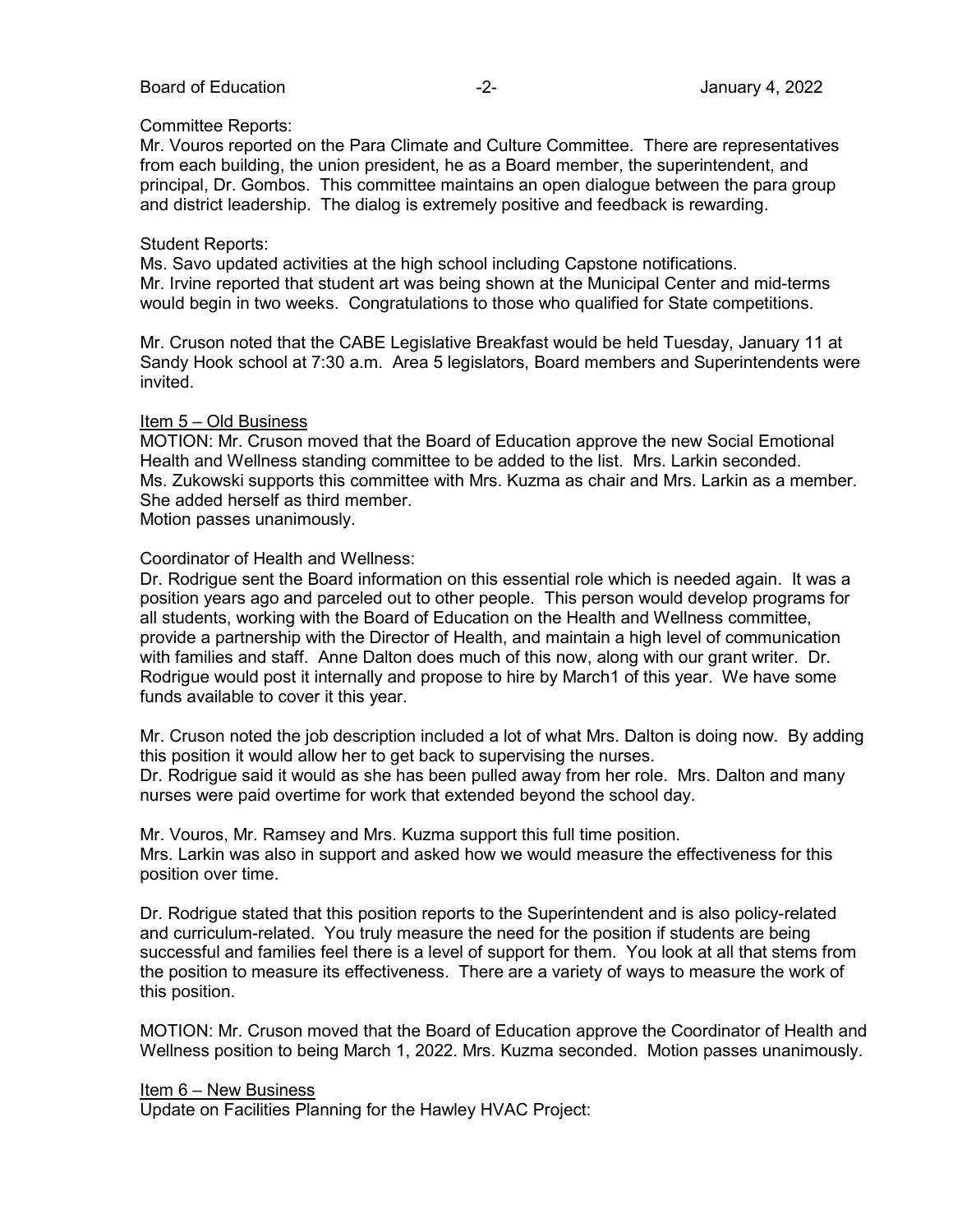Committee Reports:
Mr. Vouros reported on the Para Climate and Culture Committee. There are representatives from each building, the union president, he as a Board member, the superintendent, and principal, Dr. Gombos. This committee maintains an open dialogue between the para group and district leadership. The dialog is extremely positive and feedback is rewarding.

Student Reports:
Ms. Savo updated activities at the high school including Capstone notifications.
Mr. Irvine reported that student art was being shown at the Municipal Center and mid-terms would begin in two weeks. Congratulations to those who qualified for State competitions.

Mr. Cruson noted that the CABE Legislative Breakfast would be held Tuesday, January 11 at Sandy Hook school at 7:30 a.m. Area 5 legislators, Board members and Superintendents were invited.

Item 5 – Old Business
MOTION: Mr. Cruson moved that the Board of Education approve the new Social Emotional Health and Wellness standing committee to be added to the list. Mrs. Larkin seconded. Ms. Zukowski supports this committee with Mrs. Kuzma as chair and Mrs. Larkin as a member. She added herself as third member.
Motion passes unanimously.

Coordinator of Health and Wellness:
Dr. Rodrigue sent the Board information on this essential role which is needed again. It was a position years ago and parceled out to other people. This person would develop programs for all students, working with the Board of Education on the Health and Wellness committee, provide a partnership with the Director of Health, and maintain a high level of communication with families and staff. Anne Dalton does much of this now, along with our grant writer. Dr. Rodrigue would post it internally and propose to hire by March1 of this year. We have some funds available to cover it this year.

Mr. Cruson noted the job description included a lot of what Mrs. Dalton is doing now. By adding this position it would allow her to get back to supervising the nurses.
Dr. Rodrigue said it would as she has been pulled away from her role. Mrs. Dalton and many nurses were paid overtime for work that extended beyond the school day.

Mr. Vouros, Mr. Ramsey and Mrs. Kuzma support this full time position.
Mrs. Larkin was also in support and asked how we would measure the effectiveness for this position over time.

Dr. Rodrigue stated that this position reports to the Superintendent and is also policy-related and curriculum-related. You truly measure the need for the position if students are being successful and families feel there is a level of support for them. You look at all that stems from the position to measure its effectiveness. There are a variety of ways to measure the work of this position.

MOTION: Mr. Cruson moved that the Board of Education approve the Coordinator of Health and Wellness position to being March 1, 2022. Mrs. Kuzma seconded. Motion passes unanimously.

Item 6 – New Business
Update on Facilities Planning for the Hawley HVAC Project: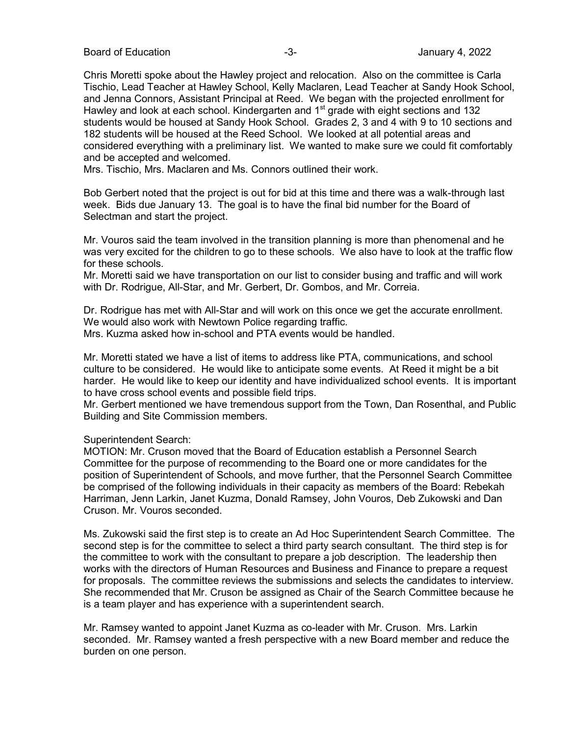Chris Moretti spoke about the Hawley project and relocation. Also on the committee is Carla Tischio, Lead Teacher at Hawley School, Kelly Maclaren, Lead Teacher at Sandy Hook School, and Jenna Connors, Assistant Principal at Reed. We began with the projected enrollment for Hawley and look at each school. Kindergarten and 1st grade with eight sections and 132 students would be housed at Sandy Hook School. Grades 2, 3 and 4 with 9 to 10 sections and 182 students will be housed at the Reed School. We looked at all potential areas and considered everything with a preliminary list. We wanted to make sure we could fit comfortably and be accepted and welcomed.
Mrs. Tischio, Mrs. Maclaren and Ms. Connors outlined their work.

Bob Gerbert noted that the project is out for bid at this time and there was a walk-through last week. Bids due January 13. The goal is to have the final bid number for the Board of Selectman and start the project.

Mr. Vouros said the team involved in the transition planning is more than phenomenal and he was very excited for the children to go to these schools. We also have to look at the traffic flow for these schools.
Mr. Moretti said we have transportation on our list to consider busing and traffic and will work with Dr. Rodrigue, All-Star, and Mr. Gerbert, Dr. Gombos, and Mr. Correia.

Dr. Rodrigue has met with All-Star and will work on this once we get the accurate enrollment. We would also work with Newtown Police regarding traffic.
Mrs. Kuzma asked how in-school and PTA events would be handled.

Mr. Moretti stated we have a list of items to address like PTA, communications, and school culture to be considered. He would like to anticipate some events. At Reed it might be a bit harder. He would like to keep our identity and have individualized school events. It is important to have cross school events and possible field trips.
Mr. Gerbert mentioned we have tremendous support from the Town, Dan Rosenthal, and Public Building and Site Commission members.

Superintendent Search:
MOTION: Mr. Cruson moved that the Board of Education establish a Personnel Search Committee for the purpose of recommending to the Board one or more candidates for the position of Superintendent of Schools, and move further, that the Personnel Search Committee be comprised of the following individuals in their capacity as members of the Board: Rebekah Harriman, Jenn Larkin, Janet Kuzma, Donald Ramsey, John Vouros, Deb Zukowski and Dan Cruson. Mr. Vouros seconded.

Ms. Zukowski said the first step is to create an Ad Hoc Superintendent Search Committee. The second step is for the committee to select a third party search consultant. The third step is for the committee to work with the consultant to prepare a job description. The leadership then works with the directors of Human Resources and Business and Finance to prepare a request for proposals. The committee reviews the submissions and selects the candidates to interview. She recommended that Mr. Cruson be assigned as Chair of the Search Committee because he is a team player and has experience with a superintendent search.

Mr. Ramsey wanted to appoint Janet Kuzma as co-leader with Mr. Cruson. Mrs. Larkin seconded. Mr. Ramsey wanted a fresh perspective with a new Board member and reduce the burden on one person.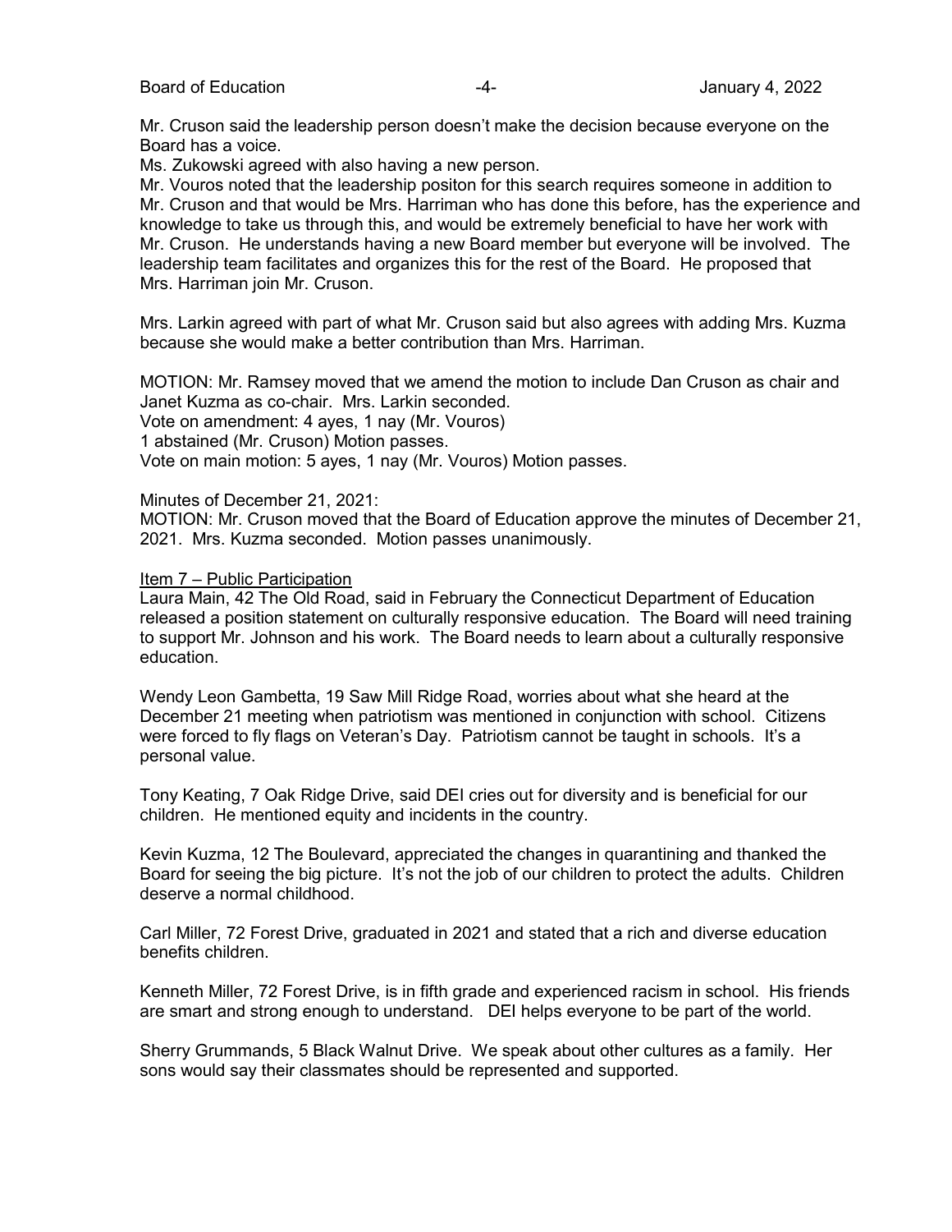Mr. Cruson said the leadership person doesn't make the decision because everyone on the Board has a voice.

Ms. Zukowski agreed with also having a new person.

Mr. Vouros noted that the leadership positon for this search requires someone in addition to Mr. Cruson and that would be Mrs. Harriman who has done this before, has the experience and knowledge to take us through this, and would be extremely beneficial to have her work with Mr. Cruson. He understands having a new Board member but everyone will be involved. The leadership team facilitates and organizes this for the rest of the Board. He proposed that Mrs. Harriman join Mr. Cruson.

Mrs. Larkin agreed with part of what Mr. Cruson said but also agrees with adding Mrs. Kuzma because she would make a better contribution than Mrs. Harriman.

MOTION: Mr. Ramsey moved that we amend the motion to include Dan Cruson as chair and Janet Kuzma as co-chair. Mrs. Larkin seconded.
Vote on amendment: 4 ayes, 1 nay (Mr. Vouros)
1 abstained (Mr. Cruson) Motion passes.
Vote on main motion: 5 ayes, 1 nay (Mr. Vouros) Motion passes.

Minutes of December 21, 2021:
MOTION: Mr. Cruson moved that the Board of Education approve the minutes of December 21, 2021. Mrs. Kuzma seconded. Motion passes unanimously.

Item 7 – Public Participation

Laura Main, 42 The Old Road, said in February the Connecticut Department of Education released a position statement on culturally responsive education. The Board will need training to support Mr. Johnson and his work. The Board needs to learn about a culturally responsive education.

Wendy Leon Gambetta, 19 Saw Mill Ridge Road, worries about what she heard at the December 21 meeting when patriotism was mentioned in conjunction with school. Citizens were forced to fly flags on Veteran's Day. Patriotism cannot be taught in schools. It's a personal value.

Tony Keating, 7 Oak Ridge Drive, said DEI cries out for diversity and is beneficial for our children. He mentioned equity and incidents in the country.

Kevin Kuzma, 12 The Boulevard, appreciated the changes in quarantining and thanked the Board for seeing the big picture. It's not the job of our children to protect the adults. Children deserve a normal childhood.

Carl Miller, 72 Forest Drive, graduated in 2021 and stated that a rich and diverse education benefits children.

Kenneth Miller, 72 Forest Drive, is in fifth grade and experienced racism in school. His friends are smart and strong enough to understand. DEI helps everyone to be part of the world.

Sherry Grummands, 5 Black Walnut Drive. We speak about other cultures as a family. Her sons would say their classmates should be represented and supported.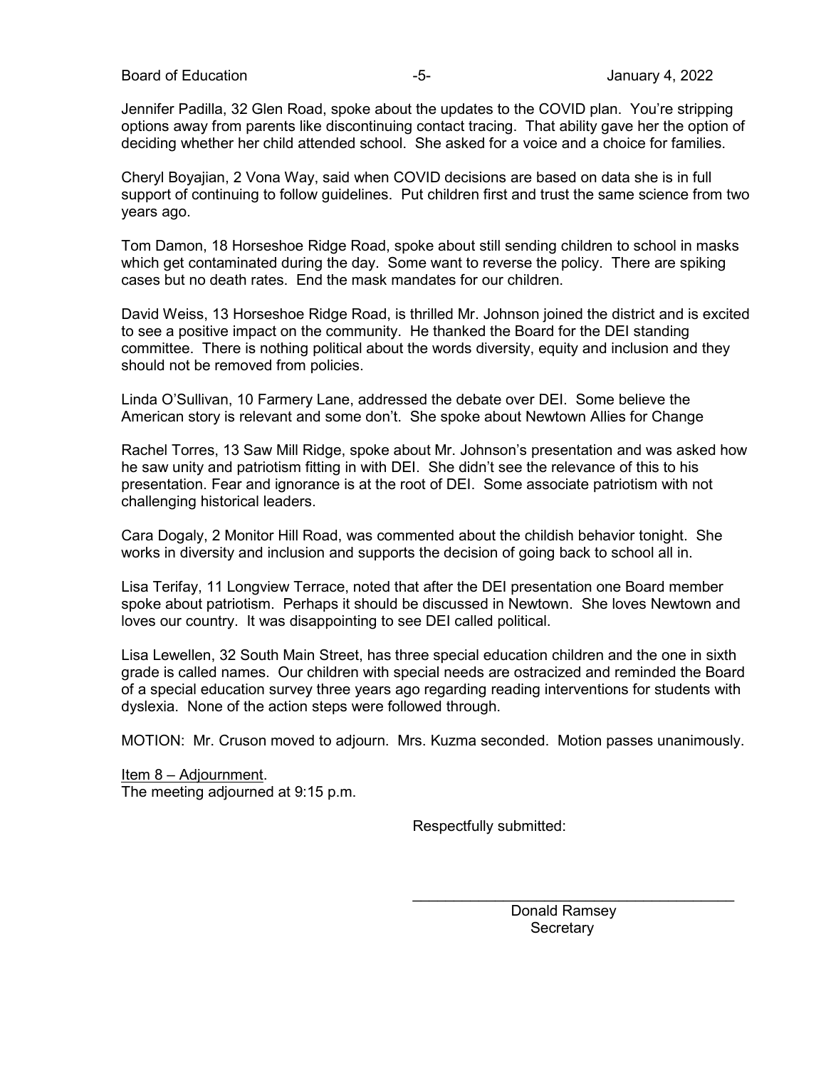Jennifer Padilla, 32 Glen Road, spoke about the updates to the COVID plan. You're stripping options away from parents like discontinuing contact tracing. That ability gave her the option of deciding whether her child attended school. She asked for a voice and a choice for families.

Cheryl Boyajian, 2 Vona Way, said when COVID decisions are based on data she is in full support of continuing to follow guidelines. Put children first and trust the same science from two years ago.

Tom Damon, 18 Horseshoe Ridge Road, spoke about still sending children to school in masks which get contaminated during the day. Some want to reverse the policy. There are spiking cases but no death rates. End the mask mandates for our children.

David Weiss, 13 Horseshoe Ridge Road, is thrilled Mr. Johnson joined the district and is excited to see a positive impact on the community. He thanked the Board for the DEI standing committee. There is nothing political about the words diversity, equity and inclusion and they should not be removed from policies.

Linda O'Sullivan, 10 Farmery Lane, addressed the debate over DEI. Some believe the American story is relevant and some don't. She spoke about Newtown Allies for Change

Rachel Torres, 13 Saw Mill Ridge, spoke about Mr. Johnson's presentation and was asked how he saw unity and patriotism fitting in with DEI. She didn't see the relevance of this to his presentation. Fear and ignorance is at the root of DEI. Some associate patriotism with not challenging historical leaders.

Cara Dogaly, 2 Monitor Hill Road, was commented about the childish behavior tonight. She works in diversity and inclusion and supports the decision of going back to school all in.

Lisa Terifay, 11 Longview Terrace, noted that after the DEI presentation one Board member spoke about patriotism. Perhaps it should be discussed in Newtown. She loves Newtown and loves our country. It was disappointing to see DEI called political.

Lisa Lewellen, 32 South Main Street, has three special education children and the one in sixth grade is called names. Our children with special needs are ostracized and reminded the Board of a special education survey three years ago regarding reading interventions for students with dyslexia. None of the action steps were followed through.

MOTION: Mr. Cruson moved to adjourn. Mrs. Kuzma seconded. Motion passes unanimously.

Item 8 – Adjournment.
The meeting adjourned at 9:15 p.m.

Respectfully submitted:

\_\_\_\_\_\_\_\_\_\_\_\_\_\_\_\_\_\_\_\_\_\_\_\_\_\_\_\_\_\_\_\_\_\_\_\_\_\_\_\_

Donald Ramsey
Secretary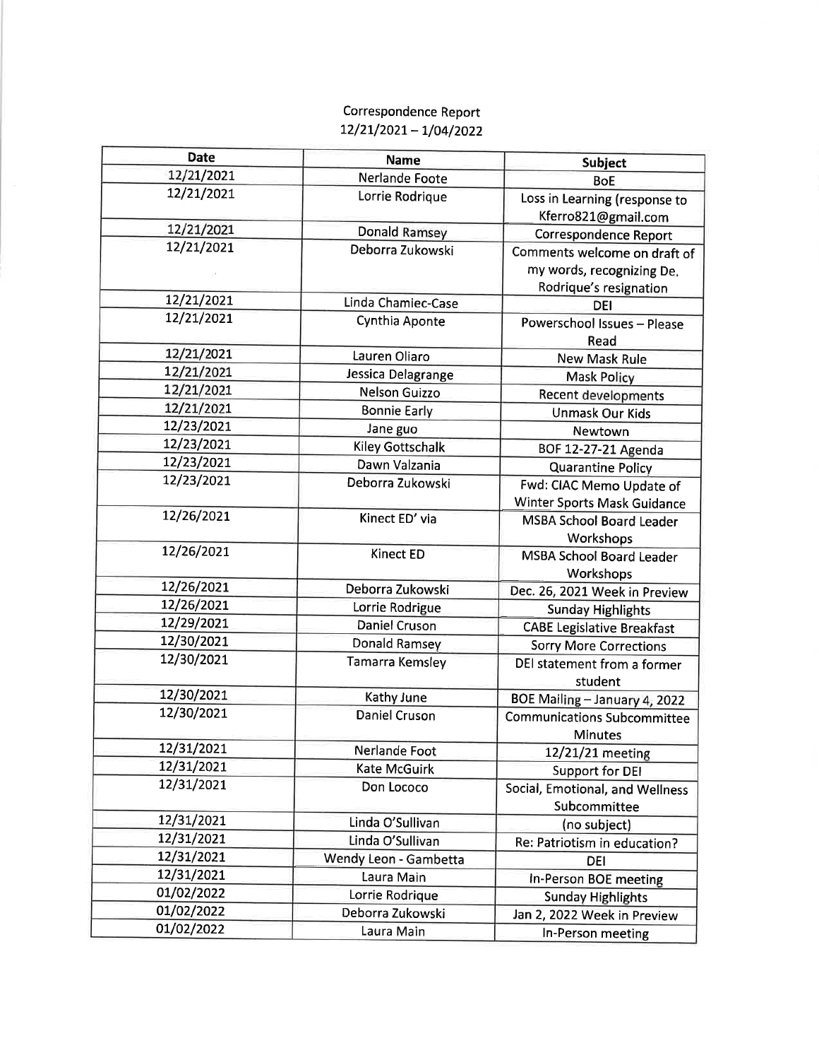# Correspondence Report
12/21/2021 – 1/04/2022

| Date | Name | Subject |
|---|---|---|
| 12/21/2021 | Nerlande Foote | BoE |
| 12/21/2021 | Lorrie Rodrique | Loss in Learning (response to Kferro821@gmail.com |
| 12/21/2021 | Donald Ramsey | Correspondence Report |
| 12/21/2021 | Deborra Zukowski | Comments welcome on draft of my words, recognizing De. Rodrique's resignation |
| 12/21/2021 | Linda Chamiec-Case | DEI |
| 12/21/2021 | Cynthia Aponte | Powerschool Issues – Please Read |
| 12/21/2021 | Lauren Oliaro | New Mask Rule |
| 12/21/2021 | Jessica Delagrange | Mask Policy |
| 12/21/2021 | Nelson Guizzo | Recent developments |
| 12/21/2021 | Bonnie Early | Unmask Our Kids |
| 12/23/2021 | Jane guo | Newtown |
| 12/23/2021 | Kiley Gottschalk | BOF 12-27-21 Agenda |
| 12/23/2021 | Dawn Valzania | Quarantine Policy |
| 12/23/2021 | Deborra Zukowski | Fwd: CIAC Memo Update of Winter Sports Mask Guidance |
| 12/26/2021 | Kinect ED' via | MSBA School Board Leader Workshops |
| 12/26/2021 | Kinect ED | MSBA School Board Leader Workshops |
| 12/26/2021 | Deborra Zukowski | Dec. 26, 2021 Week in Preview |
| 12/26/2021 | Lorrie Rodrigue | Sunday Highlights |
| 12/29/2021 | Daniel Cruson | CABE Legislative Breakfast |
| 12/30/2021 | Donald Ramsey | Sorry More Corrections |
| 12/30/2021 | Tamarra Kemsley | DEI statement from a former student |
| 12/30/2021 | Kathy June | BOE Mailing – January 4, 2022 |
| 12/30/2021 | Daniel Cruson | Communications Subcommittee Minutes |
| 12/31/2021 | Nerlande Foot | 12/21/21 meeting |
| 12/31/2021 | Kate McGuirk | Support for DEI |
| 12/31/2021 | Don Lococo | Social, Emotional, and Wellness Subcommittee |
| 12/31/2021 | Linda O'Sullivan | (no subject) |
| 12/31/2021 | Linda O'Sullivan | Re: Patriotism in education? |
| 12/31/2021 | Wendy Leon - Gambetta | DEI |
| 12/31/2021 | Laura Main | In-Person BOE meeting |
| 01/02/2022 | Lorrie Rodrique | Sunday Highlights |
| 01/02/2022 | Deborra Zukowski | Jan 2, 2022 Week in Preview |
| 01/02/2022 | Laura Main | In-Person meeting |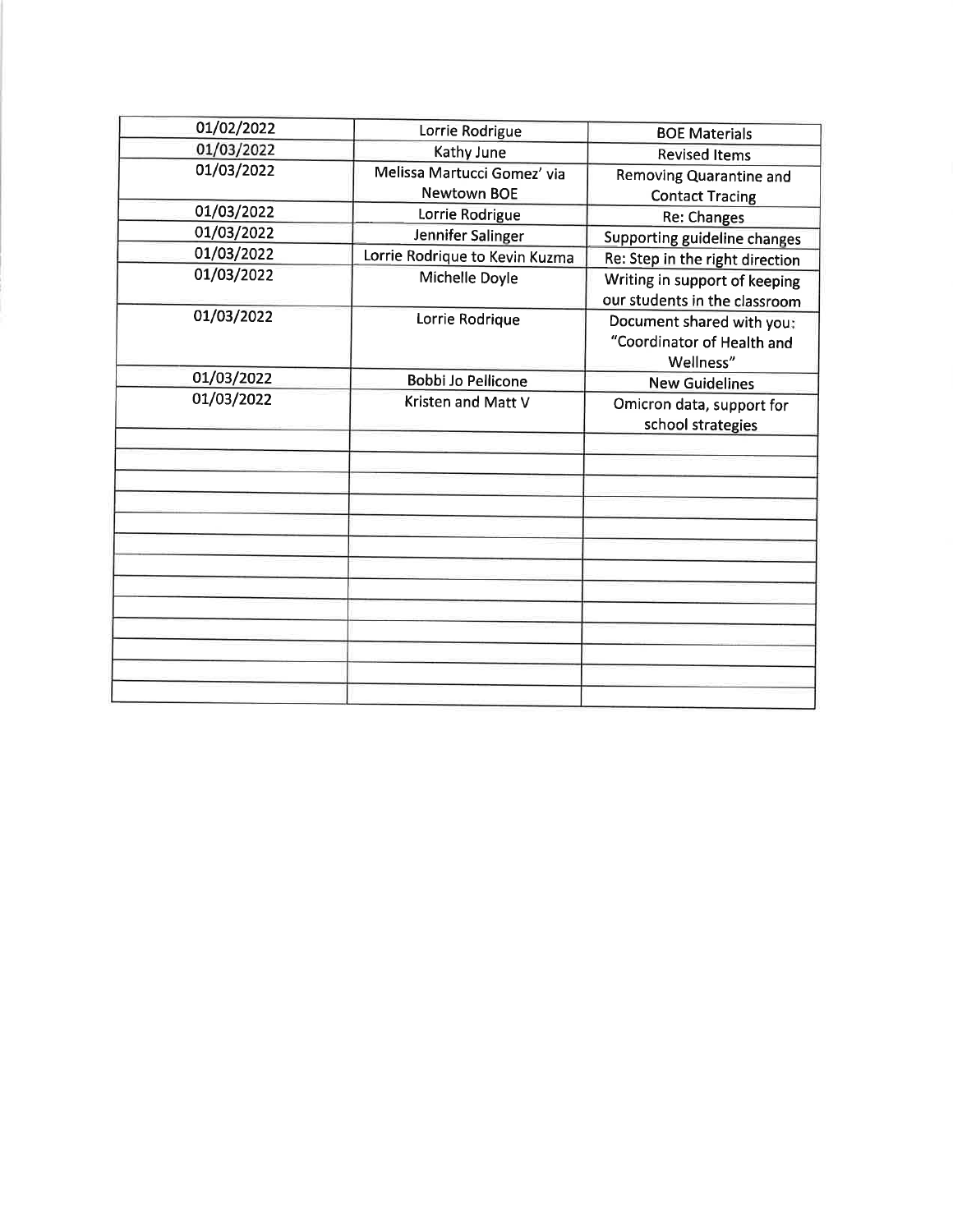| | | |
|---|---|---|
| 01/02/2022 | Lorrie Rodrigue | BOE Materials |
| 01/03/2022 | Kathy June | Revised Items |
| 01/03/2022 | Melissa Martucci Gomez' via Newtown BOE | Removing Quarantine and Contact Tracing |
| 01/03/2022 | Lorrie Rodrigue | Re: Changes |
| 01/03/2022 | Jennifer Salinger | Supporting guideline changes |
| 01/03/2022 | Lorrie Rodrique to Kevin Kuzma | Re: Step in the right direction |
| 01/03/2022 | Michelle Doyle | Writing in support of keeping our students in the classroom |
| 01/03/2022 | Lorrie Rodrique | Document shared with you: "Coordinator of Health and Wellness" |
| 01/03/2022 | Bobbi Jo Pellicone | New Guidelines |
| 01/03/2022 | Kristen and Matt V | Omicron data, support for school strategies |
| | | |
| | | |
| | | |
| | | |
| | | |
| | | |
| | | |
| | | |
| | | |
| | | |
| | | |
| | | |
| | | |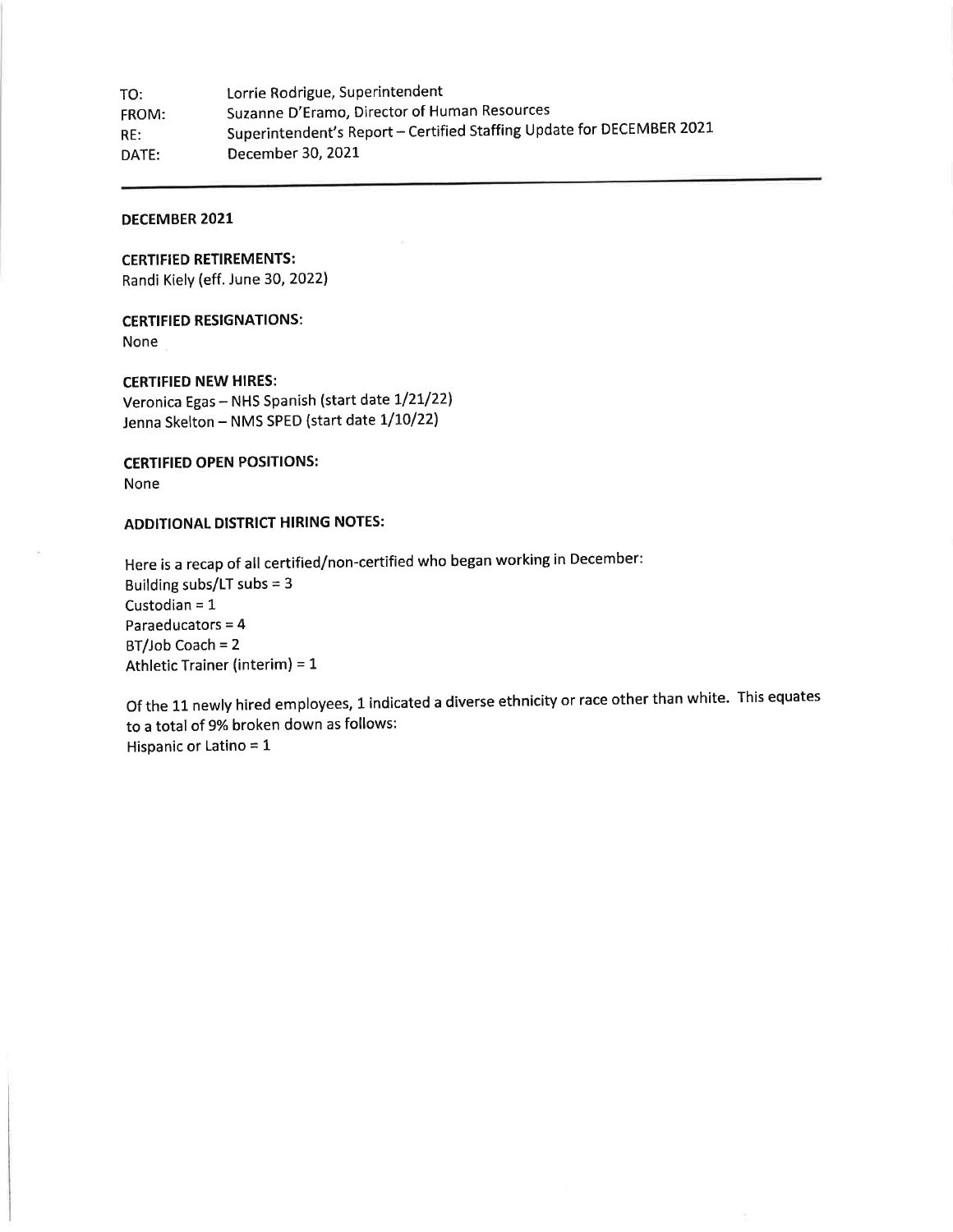TO: Lorrie Rodrigue, Superintendent
FROM: Suzanne D'Eramo, Director of Human Resources
RE: Superintendent's Report – Certified Staffing Update for DECEMBER 2021
DATE: December 30, 2021

---

**DECEMBER 2021**

**CERTIFIED RETIREMENTS:**
Randi Kiely (eff. June 30, 2022)

**CERTIFIED RESIGNATIONS:**
None

**CERTIFIED NEW HIRES:**
Veronica Egas – NHS Spanish (start date 1/21/22)
Jenna Skelton – NMS SPED (start date 1/10/22)

**CERTIFIED OPEN POSITIONS:**
None

**ADDITIONAL DISTRICT HIRING NOTES:**

Here is a recap of all certified/non-certified who began working in December:
Building subs/LT subs = 3
Custodian = 1
Paraeducators = 4
BT/Job Coach = 2
Athletic Trainer (interim) = 1

Of the 11 newly hired employees, 1 indicated a diverse ethnicity or race other than white. This equates to a total of 9% broken down as follows:
Hispanic or Latino = 1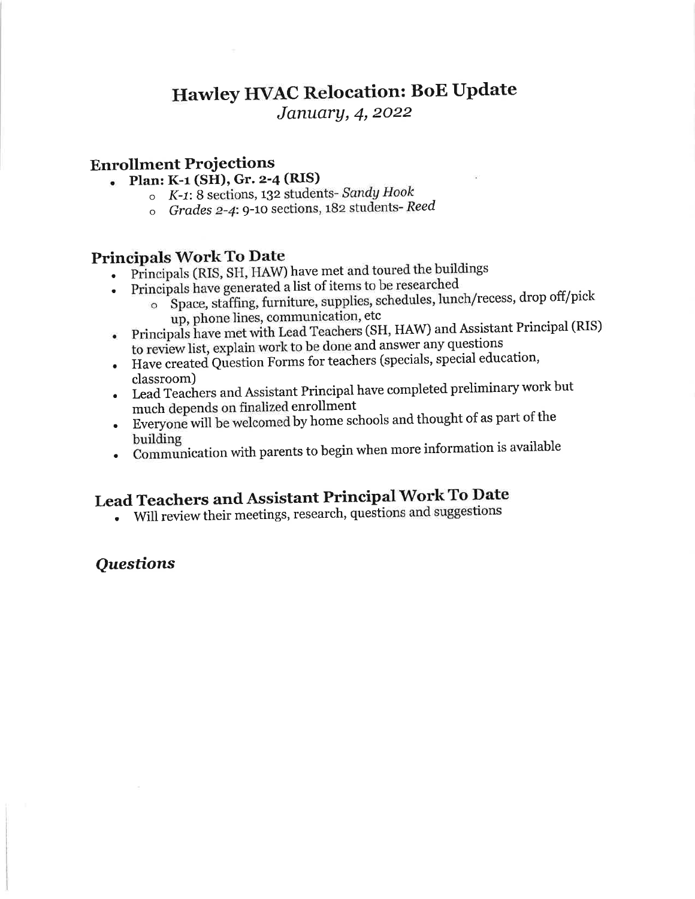# Hawley HVAC Relocation: BoE Update

*January, 4, 2022*

## Enrollment Projections

- **Plan: K-1 (SH), Gr. 2-4 (RIS)**
  - *K-1*: 8 sections, 132 students- *Sandy Hook*
  - *Grades 2-4*: 9-10 sections, 182 students- *Reed*

## Principals Work To Date

- Principals (RIS, SH, HAW) have met and toured the buildings
- Principals have generated a list of items to be researched
  - Space, staffing, furniture, supplies, schedules, lunch/recess, drop off/pick up, phone lines, communication, etc
- Principals have met with Lead Teachers (SH, HAW) and Assistant Principal (RIS) to review list, explain work to be done and answer any questions
- Have created Question Forms for teachers (specials, special education, classroom)
- Lead Teachers and Assistant Principal have completed preliminary work but much depends on finalized enrollment
- Everyone will be welcomed by home schools and thought of as part of the building
- Communication with parents to begin when more information is available

## Lead Teachers and Assistant Principal Work To Date

- Will review their meetings, research, questions and suggestions

## *Questions*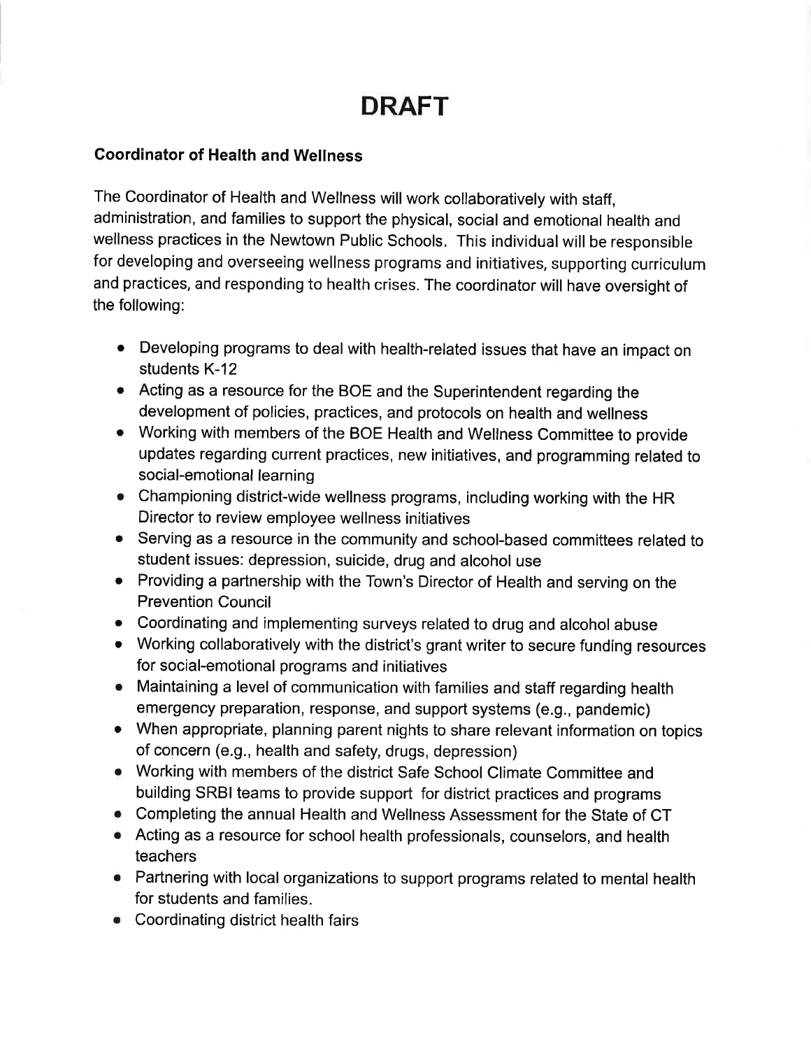# DRAFT

**Coordinator of Health and Wellness**

The Coordinator of Health and Wellness will work collaboratively with staff, administration, and families to support the physical, social and emotional health and wellness practices in the Newtown Public Schools. This individual will be responsible for developing and overseeing wellness programs and initiatives, supporting curriculum and practices, and responding to health crises. The coordinator will have oversight of the following:

- Developing programs to deal with health-related issues that have an impact on students K-12
- Acting as a resource for the BOE and the Superintendent regarding the development of policies, practices, and protocols on health and wellness
- Working with members of the BOE Health and Wellness Committee to provide updates regarding current practices, new initiatives, and programming related to social-emotional learning
- Championing district-wide wellness programs, including working with the HR Director to review employee wellness initiatives
- Serving as a resource in the community and school-based committees related to student issues: depression, suicide, drug and alcohol use
- Providing a partnership with the Town's Director of Health and serving on the Prevention Council
- Coordinating and implementing surveys related to drug and alcohol abuse
- Working collaboratively with the district's grant writer to secure funding resources for social-emotional programs and initiatives
- Maintaining a level of communication with families and staff regarding health emergency preparation, response, and support systems (e.g., pandemic)
- When appropriate, planning parent nights to share relevant information on topics of concern (e.g., health and safety, drugs, depression)
- Working with members of the district Safe School Climate Committee and building SRBI teams to provide support for district practices and programs
- Completing the annual Health and Wellness Assessment for the State of CT
- Acting as a resource for school health professionals, counselors, and health teachers
- Partnering with local organizations to support programs related to mental health for students and families.
- Coordinating district health fairs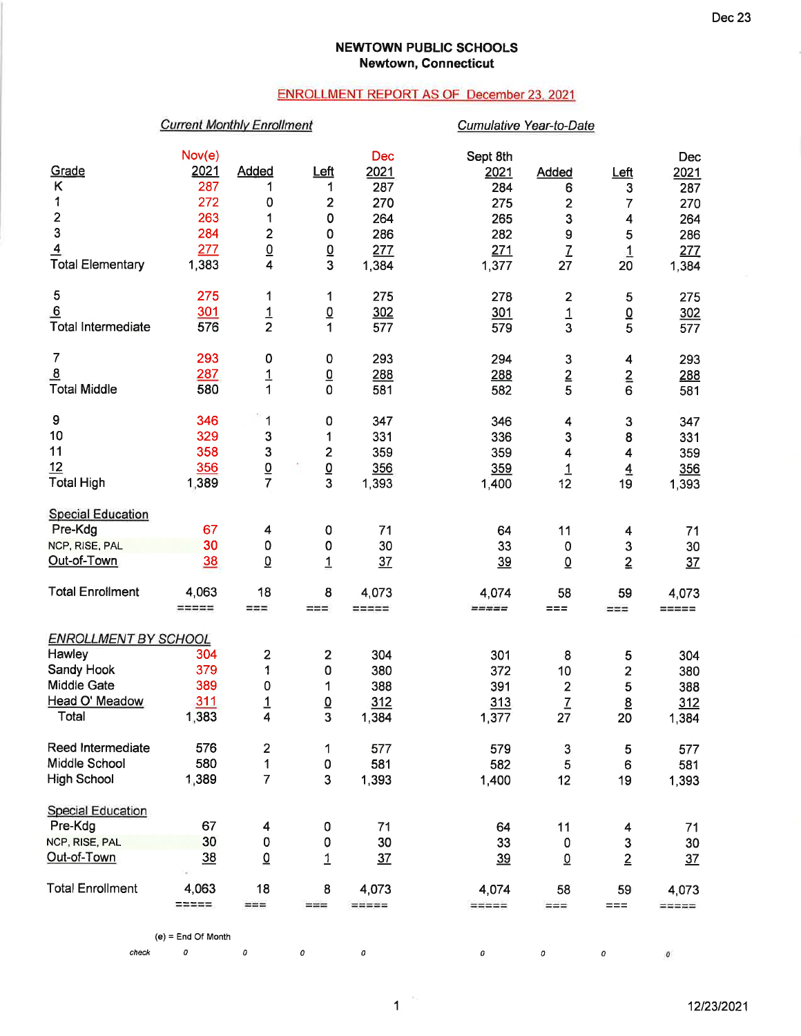Dec 23

# NEWTOWN PUBLIC SCHOOLS
## Newtown, Connecticut

### ENROLLMENT REPORT AS OF December 23, 2021

| | *Current Monthly Enrollment* | | | | *Cumulative Year-to-Date* | | | |
|---|---|---|---|---|---|---|---|---|
| Grade | Nov(e) 2021 | Added | Left | Dec 2021 | Sept 8th 2021 | Added | Left | Dec 2021 |
| K | 287 | 1 | 1 | 287 | 284 | 6 | 3 | 287 |
| 1 | 272 | 0 | 2 | 270 | 275 | 2 | 7 | 270 |
| 2 | 263 | 1 | 0 | 264 | 265 | 3 | 4 | 264 |
| 3 | 284 | 2 | 0 | 286 | 282 | 9 | 5 | 286 |
| 4 | 277 | 0 | 0 | 277 | 271 | 7 | 1 | 277 |
| Total Elementary | 1,383 | 4 | 3 | 1,384 | 1,377 | 27 | 20 | 1,384 |
| | | | | | | | | |
| 5 | 275 | 1 | 1 | 275 | 278 | 2 | 5 | 275 |
| 6 | 301 | 1 | 0 | 302 | 301 | 1 | 0 | 302 |
| Total Intermediate | 576 | 2 | 1 | 577 | 579 | 3 | 5 | 577 |
| | | | | | | | | |
| 7 | 293 | 0 | 0 | 293 | 294 | 3 | 4 | 293 |
| 8 | 287 | 1 | 0 | 288 | 288 | 2 | 2 | 288 |
| Total Middle | 580 | 1 | 0 | 581 | 582 | 5 | 6 | 581 |
| | | | | | | | | |
| 9 | 346 | 1 | 0 | 347 | 346 | 4 | 3 | 347 |
| 10 | 329 | 3 | 1 | 331 | 336 | 3 | 8 | 331 |
| 11 | 358 | 3 | 2 | 359 | 359 | 4 | 4 | 359 |
| 12 | 356 | 0 | 0 | 356 | 359 | 1 | 4 | 356 |
| Total High | 1,389 | 7 | 3 | 1,393 | 1,400 | 12 | 19 | 1,393 |
| | | | | | | | | |
| Special Education | | | | | | | | |
| Pre-Kdg | 67 | 4 | 0 | 71 | 64 | 11 | 4 | 71 |
| NCP, RISE, PAL | 30 | 0 | 0 | 30 | 33 | 0 | 3 | 30 |
| Out-of-Town | 38 | 0 | 1 | 37 | 39 | 0 | 2 | 37 |
| | | | | | | | | |
| Total Enrollment | 4,063 | 18 | 8 | 4,073 | 4,074 | 58 | 59 | 4,073 |

| *ENROLLMENT BY SCHOOL* | Nov(e) 2021 | Added | Left | Dec 2021 | Sept 8th 2021 | Added | Left | Dec 2021 |
|---|---|---|---|---|---|---|---|---|
| Hawley | 304 | 2 | 2 | 304 | 301 | 8 | 5 | 304 |
| Sandy Hook | 379 | 1 | 0 | 380 | 372 | 10 | 2 | 380 |
| Middle Gate | 389 | 0 | 1 | 388 | 391 | 2 | 5 | 388 |
| Head O' Meadow | 311 | 1 | 0 | 312 | 313 | 7 | 8 | 312 |
| Total | 1,383 | 4 | 3 | 1,384 | 1,377 | 27 | 20 | 1,384 |
| | | | | | | | | |
| Reed Intermediate | 576 | 2 | 1 | 577 | 579 | 3 | 5 | 577 |
| Middle School | 580 | 1 | 0 | 581 | 582 | 5 | 6 | 581 |
| High School | 1,389 | 7 | 3 | 1,393 | 1,400 | 12 | 19 | 1,393 |
| | | | | | | | | |
| Special Education | | | | | | | | |
| Pre-Kdg | 67 | 4 | 0 | 71 | 64 | 11 | 4 | 71 |
| NCP, RISE, PAL | 30 | 0 | 0 | 30 | 33 | 0 | 3 | 30 |
| Out-of-Town | 38 | 0 | 1 | 37 | 39 | 0 | 2 | 37 |
| | | | | | | | | |
| Total Enrollment | 4,063 | 18 | 8 | 4,073 | 4,074 | 58 | 59 | 4,073 |
| *check* | 0 | 0 | 0 | 0 | 0 | 0 | 0 | 0 |

(e) = End Of Month

12/23/2021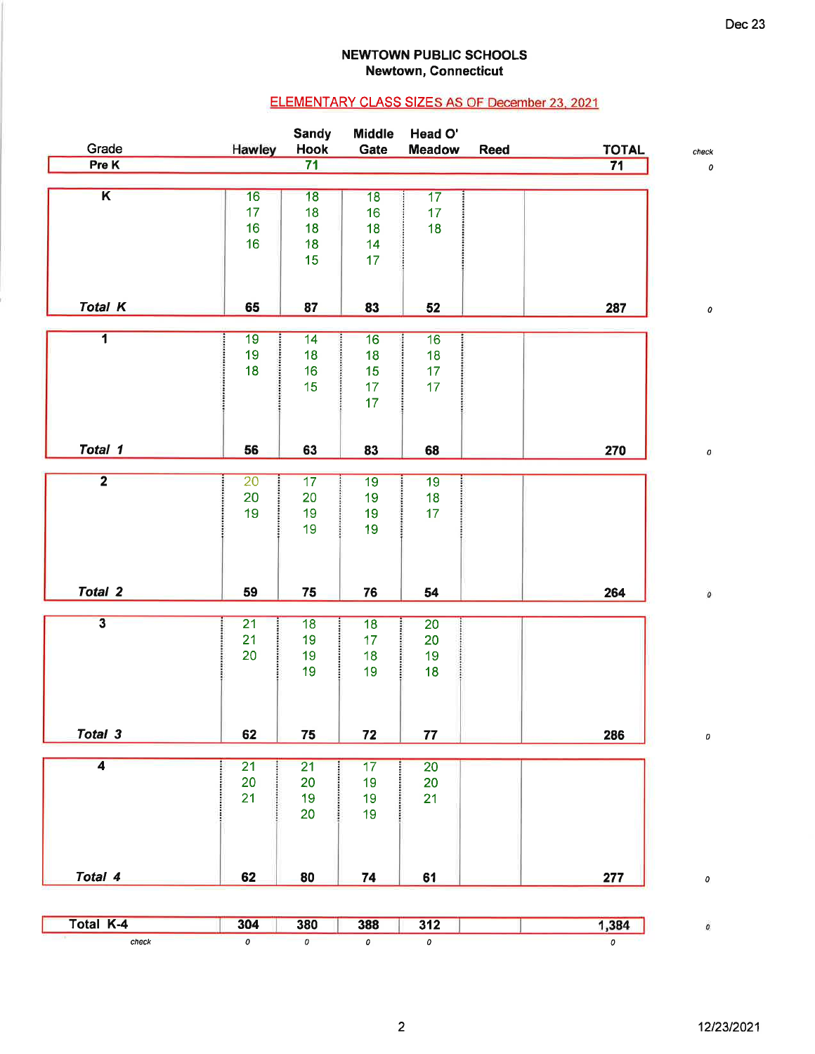Dec 23

**NEWTOWN PUBLIC SCHOOLS**
**Newtown, Connecticut**

## ELEMENTARY CLASS SIZES AS OF December 23, 2021

| Grade | Hawley | Sandy Hook | Middle Gate | Head O' Meadow | Reed | TOTAL | check |
|---|---|---|---|---|---|---|---|
| **Pre K** | | **71** | | | | **71** | 0 |
| **K** | 16 | 18 | 18 | 17 | | | |
| | 17 | 18 | 16 | 17 | | | |
| | 16 | 18 | 18 | 18 | | | |
| | 16 | 18 | 14 | | | | |
| | | 15 | 17 | | | | |
| ***Total K*** | **65** | **87** | **83** | **52** | | **287** | 0 |
| **1** | 19 | 14 | 16 | 16 | | | |
| | 19 | 18 | 18 | 18 | | | |
| | 18 | 16 | 15 | 17 | | | |
| | | 15 | 17 | 17 | | | |
| | | | 17 | | | | |
| ***Total 1*** | **56** | **63** | **83** | **68** | | **270** | 0 |
| **2** | 20 | 17 | 19 | 19 | | | |
| | 20 | 20 | 19 | 18 | | | |
| | 19 | 19 | 19 | 17 | | | |
| | | 19 | 19 | | | | |
| ***Total 2*** | **59** | **75** | **76** | **54** | | **264** | 0 |
| **3** | 21 | 18 | 18 | 20 | | | |
| | 21 | 19 | 17 | 20 | | | |
| | 20 | 19 | 18 | 19 | | | |
| | | 19 | 19 | 18 | | | |
| ***Total 3*** | **62** | **75** | **72** | **77** | | **286** | 0 |
| **4** | 21 | 21 | 17 | 20 | | | |
| | 20 | 20 | 19 | 20 | | | |
| | 21 | 19 | 19 | 21 | | | |
| | | 20 | 19 | | | | |
| ***Total 4*** | **62** | **80** | **74** | **61** | | **277** | 0 |
| **Total K-4** | **304** | **380** | **388** | **312** | | **1,384** | 0 |
| check | 0 | 0 | 0 | 0 | | 0 | |

12/23/2021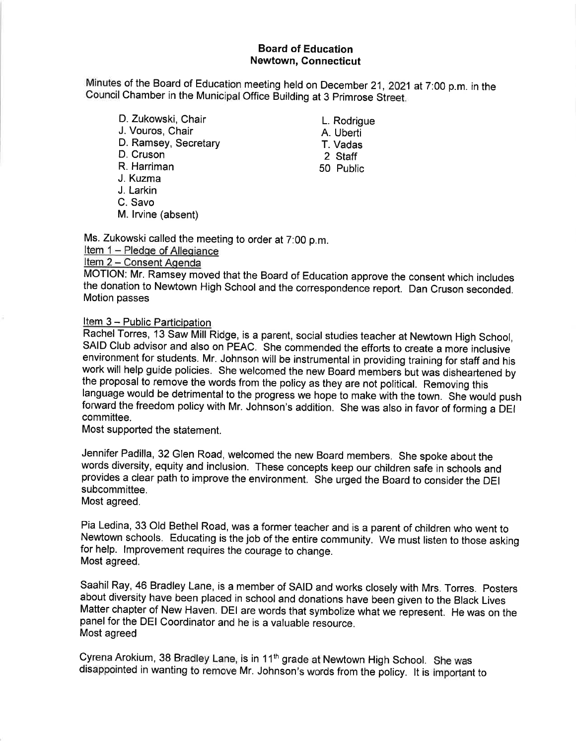**Board of Education**
**Newtown, Connecticut**

Minutes of the Board of Education meeting held on December 21, 2021 at 7:00 p.m. in the Council Chamber in the Municipal Office Building at 3 Primrose Street.

D. Zukowski, Chair
J. Vouros, Chair
D. Ramsey, Secretary
D. Cruson
R. Harriman
J. Kuzma
J. Larkin
C. Savo
M. Irvine (absent)

L. Rodrigue
A. Uberti
T. Vadas
2 Staff
50 Public

Ms. Zukowski called the meeting to order at 7:00 p.m.

Item 1 – Pledge of Allegiance

Item 2 – Consent Agenda

MOTION: Mr. Ramsey moved that the Board of Education approve the consent which includes the donation to Newtown High School and the correspondence report. Dan Cruson seconded. Motion passes

Item 3 – Public Participation

Rachel Torres, 13 Saw Mill Ridge, is a parent, social studies teacher at Newtown High School, SAID Club advisor and also on PEAC. She commended the efforts to create a more inclusive environment for students. Mr. Johnson will be instrumental in providing training for staff and his work will help guide policies. She welcomed the new Board members but was disheartened by the proposal to remove the words from the policy as they are not political. Removing this language would be detrimental to the progress we hope to make with the town. She would push forward the freedom policy with Mr. Johnson's addition. She was also in favor of forming a DEI committee.
Most supported the statement.

Jennifer Padilla, 32 Glen Road, welcomed the new Board members. She spoke about the words diversity, equity and inclusion. These concepts keep our children safe in schools and provides a clear path to improve the environment. She urged the Board to consider the DEI subcommittee.
Most agreed.

Pia Ledina, 33 Old Bethel Road, was a former teacher and is a parent of children who went to Newtown schools. Educating is the job of the entire community. We must listen to those asking for help. Improvement requires the courage to change.
Most agreed.

Saahil Ray, 46 Bradley Lane, is a member of SAID and works closely with Mrs. Torres. Posters about diversity have been placed in school and donations have been given to the Black Lives Matter chapter of New Haven. DEI are words that symbolize what we represent. He was on the panel for the DEI Coordinator and he is a valuable resource.
Most agreed

Cyrena Arokium, 38 Bradley Lane, is in 11th grade at Newtown High School. She was disappointed in wanting to remove Mr. Johnson's words from the policy. It is important to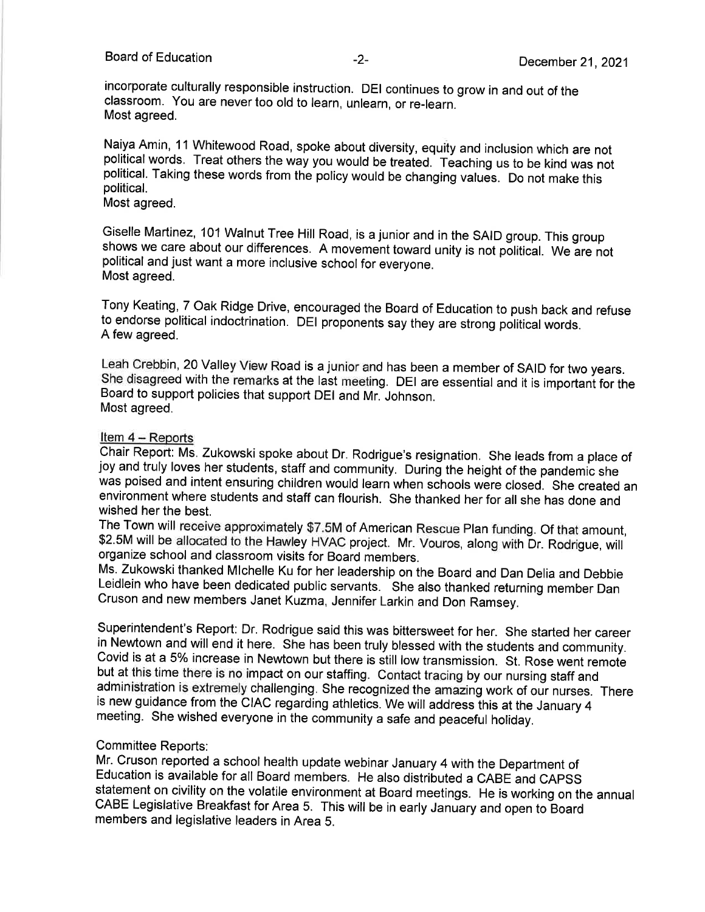incorporate culturally responsible instruction. DEI continues to grow in and out of the classroom. You are never too old to learn, unlearn, or re-learn.
Most agreed.

Naiya Amin, 11 Whitewood Road, spoke about diversity, equity and inclusion which are not political words. Treat others the way you would be treated. Teaching us to be kind was not political. Taking these words from the policy would be changing values. Do not make this political.
Most agreed.

Giselle Martinez, 101 Walnut Tree Hill Road, is a junior and in the SAID group. This group shows we care about our differences. A movement toward unity is not political. We are not political and just want a more inclusive school for everyone.
Most agreed.

Tony Keating, 7 Oak Ridge Drive, encouraged the Board of Education to push back and refuse to endorse political indoctrination. DEI proponents say they are strong political words.
A few agreed.

Leah Crebbin, 20 Valley View Road is a junior and has been a member of SAID for two years. She disagreed with the remarks at the last meeting. DEI are essential and it is important for the Board to support policies that support DEI and Mr. Johnson.
Most agreed.

Item 4 – Reports

Chair Report: Ms. Zukowski spoke about Dr. Rodrigue's resignation. She leads from a place of joy and truly loves her students, staff and community. During the height of the pandemic she was poised and intent ensuring children would learn when schools were closed. She created an environment where students and staff can flourish. She thanked her for all she has done and wished her the best.

The Town will receive approximately $7.5M of American Rescue Plan funding. Of that amount, $2.5M will be allocated to the Hawley HVAC project. Mr. Vouros, along with Dr. Rodrigue, will organize school and classroom visits for Board members.

Ms. Zukowski thanked MIchelle Ku for her leadership on the Board and Dan Delia and Debbie Leidlein who have been dedicated public servants. She also thanked returning member Dan Cruson and new members Janet Kuzma, Jennifer Larkin and Don Ramsey.

Superintendent's Report: Dr. Rodrigue said this was bittersweet for her. She started her career in Newtown and will end it here. She has been truly blessed with the students and community. Covid is at a 5% increase in Newtown but there is still low transmission. St. Rose went remote but at this time there is no impact on our staffing. Contact tracing by our nursing staff and administration is extremely challenging. She recognized the amazing work of our nurses. There is new guidance from the CIAC regarding athletics. We will address this at the January 4 meeting. She wished everyone in the community a safe and peaceful holiday.

Committee Reports:

Mr. Cruson reported a school health update webinar January 4 with the Department of Education is available for all Board members. He also distributed a CABE and CAPSS statement on civility on the volatile environment at Board meetings. He is working on the annual CABE Legislative Breakfast for Area 5. This will be in early January and open to Board members and legislative leaders in Area 5.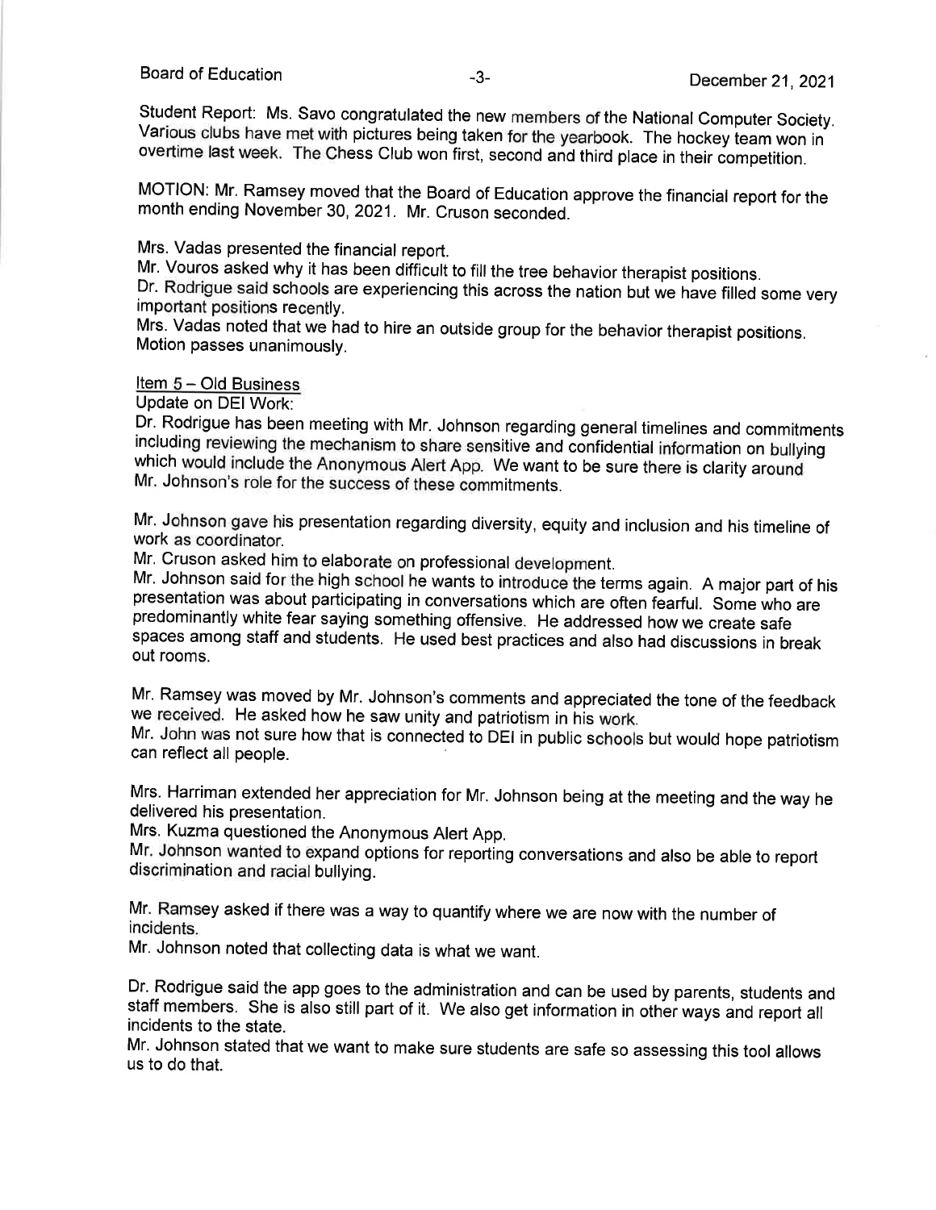Student Report: Ms. Savo congratulated the new members of the National Computer Society. Various clubs have met with pictures being taken for the yearbook. The hockey team won in overtime last week. The Chess Club won first, second and third place in their competition.

MOTION: Mr. Ramsey moved that the Board of Education approve the financial report for the month ending November 30, 2021. Mr. Cruson seconded.

Mrs. Vadas presented the financial report.
Mr. Vouros asked why it has been difficult to fill the tree behavior therapist positions.
Dr. Rodrigue said schools are experiencing this across the nation but we have filled some very important positions recently.
Mrs. Vadas noted that we had to hire an outside group for the behavior therapist positions.
Motion passes unanimously.

Item 5 – Old Business

Update on DEI Work:
Dr. Rodrigue has been meeting with Mr. Johnson regarding general timelines and commitments including reviewing the mechanism to share sensitive and confidential information on bullying which would include the Anonymous Alert App. We want to be sure there is clarity around Mr. Johnson's role for the success of these commitments.

Mr. Johnson gave his presentation regarding diversity, equity and inclusion and his timeline of work as coordinator.
Mr. Cruson asked him to elaborate on professional development.
Mr. Johnson said for the high school he wants to introduce the terms again. A major part of his presentation was about participating in conversations which are often fearful. Some who are predominantly white fear saying something offensive. He addressed how we create safe spaces among staff and students. He used best practices and also had discussions in break out rooms.

Mr. Ramsey was moved by Mr. Johnson's comments and appreciated the tone of the feedback we received. He asked how he saw unity and patriotism in his work.
Mr. John was not sure how that is connected to DEI in public schools but would hope patriotism can reflect all people.

Mrs. Harriman extended her appreciation for Mr. Johnson being at the meeting and the way he delivered his presentation.
Mrs. Kuzma questioned the Anonymous Alert App.
Mr. Johnson wanted to expand options for reporting conversations and also be able to report discrimination and racial bullying.

Mr. Ramsey asked if there was a way to quantify where we are now with the number of incidents.
Mr. Johnson noted that collecting data is what we want.

Dr. Rodrigue said the app goes to the administration and can be used by parents, students and staff members. She is also still part of it. We also get information in other ways and report all incidents to the state.
Mr. Johnson stated that we want to make sure students are safe so assessing this tool allows us to do that.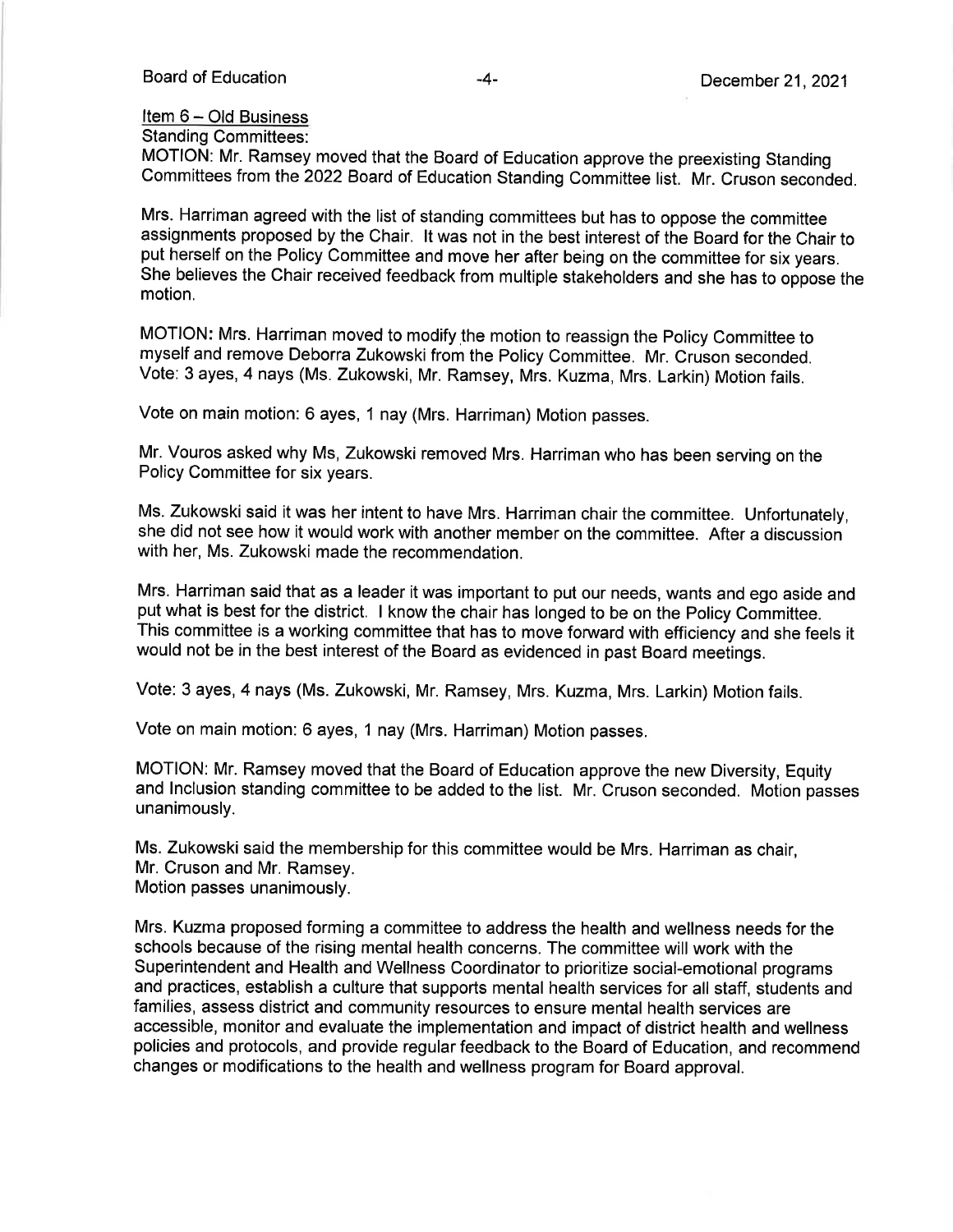Item 6 – Old Business

Standing Committees:

MOTION: Mr. Ramsey moved that the Board of Education approve the preexisting Standing Committees from the 2022 Board of Education Standing Committee list. Mr. Cruson seconded.

Mrs. Harriman agreed with the list of standing committees but has to oppose the committee assignments proposed by the Chair. It was not in the best interest of the Board for the Chair to put herself on the Policy Committee and move her after being on the committee for six years. She believes the Chair received feedback from multiple stakeholders and she has to oppose the motion.

MOTION: Mrs. Harriman moved to modify the motion to reassign the Policy Committee to myself and remove Deborra Zukowski from the Policy Committee. Mr. Cruson seconded. Vote: 3 ayes, 4 nays (Ms. Zukowski, Mr. Ramsey, Mrs. Kuzma, Mrs. Larkin) Motion fails.

Vote on main motion: 6 ayes, 1 nay (Mrs. Harriman) Motion passes.

Mr. Vouros asked why Ms, Zukowski removed Mrs. Harriman who has been serving on the Policy Committee for six years.

Ms. Zukowski said it was her intent to have Mrs. Harriman chair the committee. Unfortunately, she did not see how it would work with another member on the committee. After a discussion with her, Ms. Zukowski made the recommendation.

Mrs. Harriman said that as a leader it was important to put our needs, wants and ego aside and put what is best for the district. I know the chair has longed to be on the Policy Committee. This committee is a working committee that has to move forward with efficiency and she feels it would not be in the best interest of the Board as evidenced in past Board meetings.

Vote: 3 ayes, 4 nays (Ms. Zukowski, Mr. Ramsey, Mrs. Kuzma, Mrs. Larkin) Motion fails.

Vote on main motion: 6 ayes, 1 nay (Mrs. Harriman) Motion passes.

MOTION: Mr. Ramsey moved that the Board of Education approve the new Diversity, Equity and Inclusion standing committee to be added to the list. Mr. Cruson seconded. Motion passes unanimously.

Ms. Zukowski said the membership for this committee would be Mrs. Harriman as chair, Mr. Cruson and Mr. Ramsey.
Motion passes unanimously.

Mrs. Kuzma proposed forming a committee to address the health and wellness needs for the schools because of the rising mental health concerns. The committee will work with the Superintendent and Health and Wellness Coordinator to prioritize social-emotional programs and practices, establish a culture that supports mental health services for all staff, students and families, assess district and community resources to ensure mental health services are accessible, monitor and evaluate the implementation and impact of district health and wellness policies and protocols, and provide regular feedback to the Board of Education, and recommend changes or modifications to the health and wellness program for Board approval.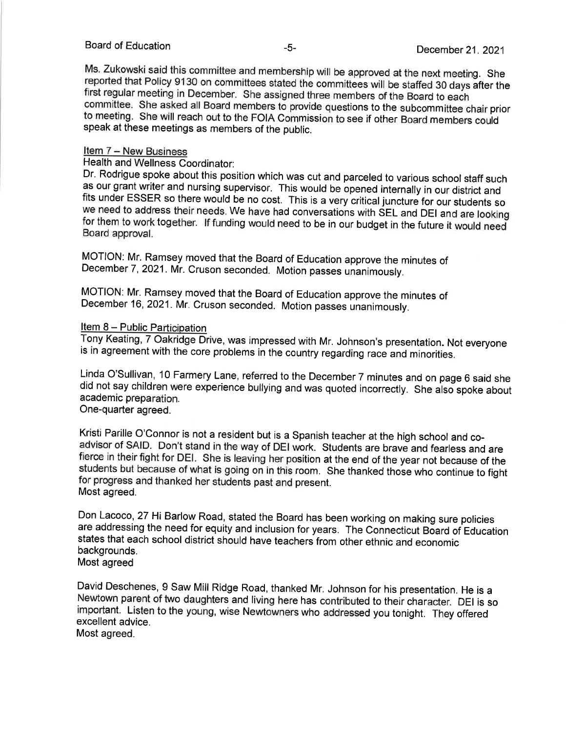Ms. Zukowski said this committee and membership will be approved at the next meeting. She reported that Policy 9130 on committees stated the committees will be staffed 30 days after the first regular meeting in December. She assigned three members of the Board to each committee. She asked all Board members to provide questions to the subcommittee chair prior to meeting. She will reach out to the FOIA Commission to see if other Board members could speak at these meetings as members of the public.

Item 7 – New Business

Health and Wellness Coordinator:

Dr. Rodrigue spoke about this position which was cut and parceled to various school staff such as our grant writer and nursing supervisor. This would be opened internally in our district and fits under ESSER so there would be no cost. This is a very critical juncture for our students so we need to address their needs. We have had conversations with SEL and DEI and are looking for them to work together. If funding would need to be in our budget in the future it would need Board approval.

MOTION: Mr. Ramsey moved that the Board of Education approve the minutes of December 7, 2021. Mr. Cruson seconded. Motion passes unanimously.

MOTION: Mr. Ramsey moved that the Board of Education approve the minutes of December 16, 2021. Mr. Cruson seconded. Motion passes unanimously.

Item 8 – Public Participation

Tony Keating, 7 Oakridge Drive, was impressed with Mr. Johnson's presentation. Not everyone is in agreement with the core problems in the country regarding race and minorities.

Linda O'Sullivan, 10 Farmery Lane, referred to the December 7 minutes and on page 6 said she did not say children were experience bullying and was quoted incorrectly. She also spoke about academic preparation.
One-quarter agreed.

Kristi Parille O'Connor is not a resident but is a Spanish teacher at the high school and co-advisor of SAID. Don't stand in the way of DEI work. Students are brave and fearless and are fierce in their fight for DEI. She is leaving her position at the end of the year not because of the students but because of what is going on in this room. She thanked those who continue to fight for progress and thanked her students past and present.
Most agreed.

Don Lacoco, 27 Hi Barlow Road, stated the Board has been working on making sure policies are addressing the need for equity and inclusion for years. The Connecticut Board of Education states that each school district should have teachers from other ethnic and economic backgrounds.
Most agreed

David Deschenes, 9 Saw Mill Ridge Road, thanked Mr. Johnson for his presentation. He is a Newtown parent of two daughters and living here has contributed to their character. DEI is so important. Listen to the young, wise Newtowners who addressed you tonight. They offered excellent advice.
Most agreed.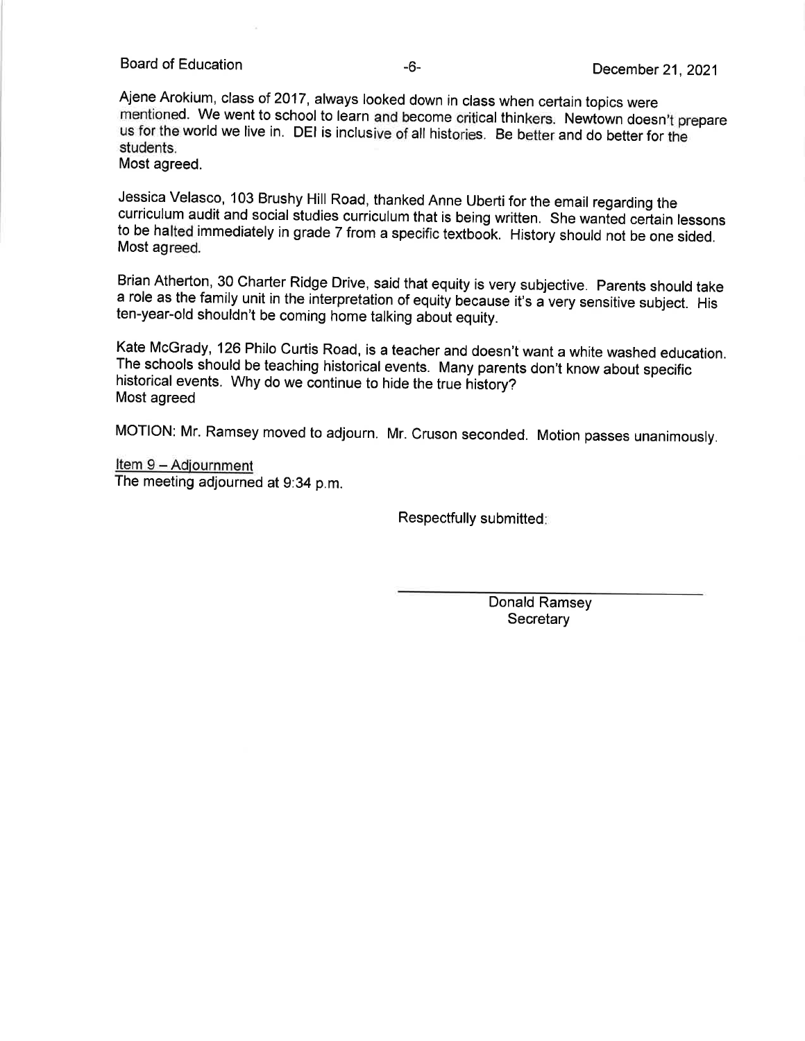Ajene Arokium, class of 2017, always looked down in class when certain topics were mentioned. We went to school to learn and become critical thinkers. Newtown doesn't prepare us for the world we live in. DEI is inclusive of all histories. Be better and do better for the students.
Most agreed.

Jessica Velasco, 103 Brushy Hill Road, thanked Anne Uberti for the email regarding the curriculum audit and social studies curriculum that is being written. She wanted certain lessons to be halted immediately in grade 7 from a specific textbook. History should not be one sided.
Most agreed.

Brian Atherton, 30 Charter Ridge Drive, said that equity is very subjective. Parents should take a role as the family unit in the interpretation of equity because it's a very sensitive subject. His ten-year-old shouldn't be coming home talking about equity.

Kate McGrady, 126 Philo Curtis Road, is a teacher and doesn't want a white washed education. The schools should be teaching historical events. Many parents don't know about specific historical events. Why do we continue to hide the true history?
Most agreed

MOTION: Mr. Ramsey moved to adjourn. Mr. Cruson seconded. Motion passes unanimously.

Item 9 – Adjournment
The meeting adjourned at 9:34 p.m.

Respectfully submitted:

Donald Ramsey
Secretary